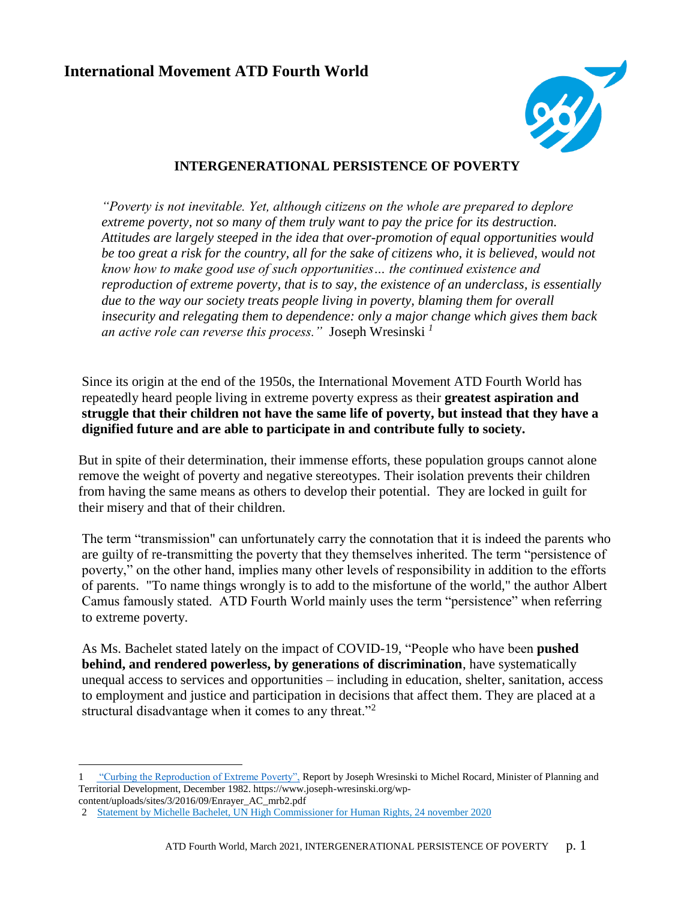# International Movement ATD Fourth World

## INTERGENERATIONAL PERSISTENCE OF POVERTY

> *"Poverty is not inevitable. Yet, although citizens on the whole are prepared to deplore extreme poverty, not so many of them truly want to pay the price for its destruction. Attitudes are largely steeped in the idea that over-promotion of equal opportunities would be too great a risk for the country, all for the sake of citizens who, it is believed, would not know how to make good use of such opportunities… the continued existence and reproduction of extreme poverty, that is to say, the existence of an underclass, is essentially due to the way our society treats people living in poverty, blaming them for overall insecurity and relegating them to dependence: only a major change which gives them back an active role can reverse this process."* Joseph Wresinski [1]

Since its origin at the end of the 1950s, the International Movement ATD Fourth World has repeatedly heard people living in extreme poverty express as their **greatest aspiration and struggle that their children not have the same life of poverty, but instead that they have a dignified future and are able to participate in and contribute fully to society.**

But in spite of their determination, their immense efforts, these population groups cannot alone remove the weight of poverty and negative stereotypes. Their isolation prevents their children from having the same means as others to develop their potential. They are locked in guilt for their misery and that of their children.

The term "transmission" can unfortunately carry the connotation that it is indeed the parents who are guilty of re-transmitting the poverty that they themselves inherited. The term "persistence of poverty," on the other hand, implies many other levels of responsibility in addition to the efforts of parents. "To name things wrongly is to add to the misfortune of the world," the author Albert Camus famously stated. ATD Fourth World mainly uses the term "persistence" when referring to extreme poverty.

As Ms. Bachelet stated lately on the impact of COVID-19, "People who have been **pushed behind, and rendered powerless, by generations of discrimination**, have systematically unequal access to services and opportunities – including in education, shelter, sanitation, access to employment and justice and participation in decisions that affect them. They are placed at a structural disadvantage when it comes to any threat."[2]

---

1 "Curbing the Reproduction of Extreme Poverty", Report by Joseph Wresinski to Michel Rocard, Minister of Planning and Territorial Development, December 1982. https://www.joseph-wresinski.org/wp-content/uploads/sites/3/2016/09/Enrayer_AC_mrb2.pdf

2 Statement by Michelle Bachelet, UN High Commissioner for Human Rights, 24 november 2020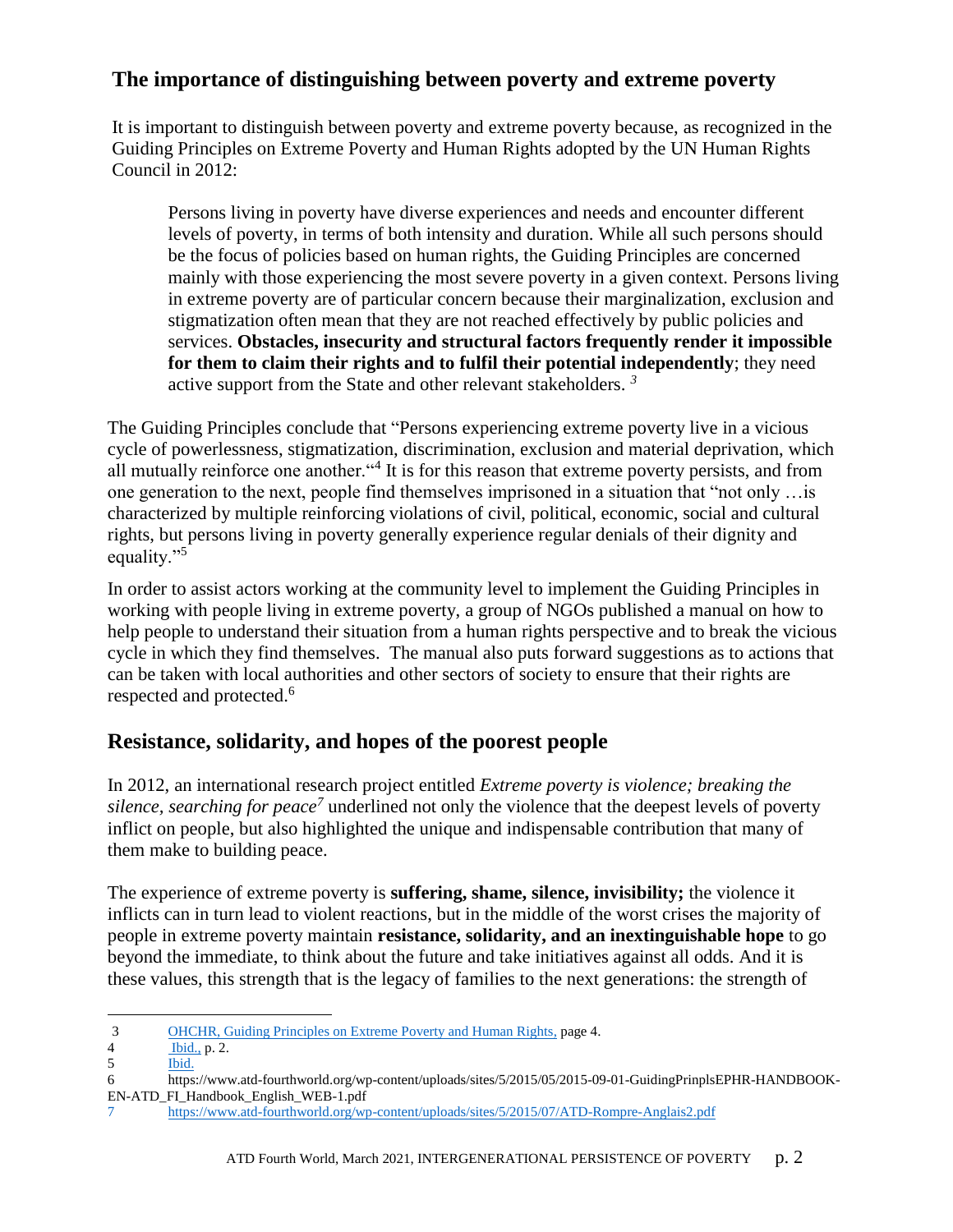## The importance of distinguishing between poverty and extreme poverty

It is important to distinguish between poverty and extreme poverty because, as recognized in the Guiding Principles on Extreme Poverty and Human Rights adopted by the UN Human Rights Council in 2012:

> Persons living in poverty have diverse experiences and needs and encounter different levels of poverty, in terms of both intensity and duration. While all such persons should be the focus of policies based on human rights, the Guiding Principles are concerned mainly with those experiencing the most severe poverty in a given context. Persons living in extreme poverty are of particular concern because their marginalization, exclusion and stigmatization often mean that they are not reached effectively by public policies and services. **Obstacles, insecurity and structural factors frequently render it impossible for them to claim their rights and to fulfil their potential independently**; they need active support from the State and other relevant stakeholders. [3]

The Guiding Principles conclude that "Persons experiencing extreme poverty live in a vicious cycle of powerlessness, stigmatization, discrimination, exclusion and material deprivation, which all mutually reinforce one another."[4] It is for this reason that extreme poverty persists, and from one generation to the next, people find themselves imprisoned in a situation that "not only …is characterized by multiple reinforcing violations of civil, political, economic, social and cultural rights, but persons living in poverty generally experience regular denials of their dignity and equality."[5]

In order to assist actors working at the community level to implement the Guiding Principles in working with people living in extreme poverty, a group of NGOs published a manual on how to help people to understand their situation from a human rights perspective and to break the vicious cycle in which they find themselves. The manual also puts forward suggestions as to actions that can be taken with local authorities and other sectors of society to ensure that their rights are respected and protected.[6]

## Resistance, solidarity, and hopes of the poorest people

In 2012, an international research project entitled *Extreme poverty is violence; breaking the silence, searching for peace*[7] underlined not only the violence that the deepest levels of poverty inflict on people, but also highlighted the unique and indispensable contribution that many of them make to building peace.

The experience of extreme poverty is **suffering, shame, silence, invisibility;** the violence it inflicts can in turn lead to violent reactions, but in the middle of the worst crises the majority of people in extreme poverty maintain **resistance, solidarity, and an inextinguishable hope** to go beyond the immediate, to think about the future and take initiatives against all odds. And it is these values, this strength that is the legacy of families to the next generations: the strength of

---

3 OHCHR, Guiding Principles on Extreme Poverty and Human Rights, page 4.

4 Ibid., p. 2.

5 Ibid.

6 https://www.atd-fourthworld.org/wp-content/uploads/sites/5/2015/05/2015-09-01-GuidingPrinplsEPHR-HANDBOOK-EN-ATD_FI_Handbook_English_WEB-1.pdf

7 https://www.atd-fourthworld.org/wp-content/uploads/sites/5/2015/07/ATD-Rompre-Anglais2.pdf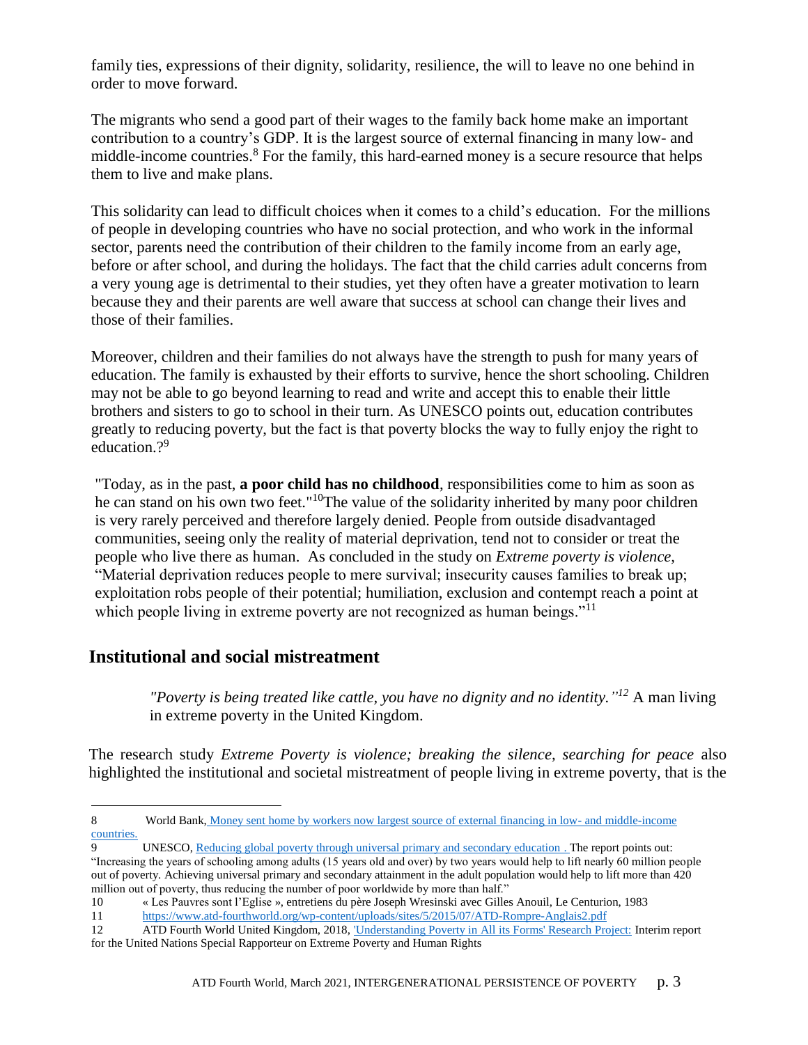family ties, expressions of their dignity, solidarity, resilience, the will to leave no one behind in order to move forward.

The migrants who send a good part of their wages to the family back home make an important contribution to a country's GDP. It is the largest source of external financing in many low- and middle-income countries.[8] For the family, this hard-earned money is a secure resource that helps them to live and make plans.

This solidarity can lead to difficult choices when it comes to a child's education. For the millions of people in developing countries who have no social protection, and who work in the informal sector, parents need the contribution of their children to the family income from an early age, before or after school, and during the holidays. The fact that the child carries adult concerns from a very young age is detrimental to their studies, yet they often have a greater motivation to learn because they and their parents are well aware that success at school can change their lives and those of their families.

Moreover, children and their families do not always have the strength to push for many years of education. The family is exhausted by their efforts to survive, hence the short schooling. Children may not be able to go beyond learning to read and write and accept this to enable their little brothers and sisters to go to school in their turn. As UNESCO points out, education contributes greatly to reducing poverty, but the fact is that poverty blocks the way to fully enjoy the right to education.?[9]

"Today, as in the past, **a poor child has no childhood**, responsibilities come to him as soon as he can stand on his own two feet."[10]The value of the solidarity inherited by many poor children is very rarely perceived and therefore largely denied. People from outside disadvantaged communities, seeing only the reality of material deprivation, tend not to consider or treat the people who live there as human. As concluded in the study on *Extreme poverty is violence,* "Material deprivation reduces people to mere survival; insecurity causes families to break up; exploitation robs people of their potential; humiliation, exclusion and contempt reach a point at which people living in extreme poverty are not recognized as human beings."[11]

## Institutional and social mistreatment

> *"Poverty is being treated like cattle, you have no dignity and no identity."*[12] A man living in extreme poverty in the United Kingdom.

The research study *Extreme Poverty is violence; breaking the silence, searching for peace* also highlighted the institutional and societal mistreatment of people living in extreme poverty, that is the

---

8 World Bank, Money sent home by workers now largest source of external financing in low- and middle-income countries.

9 UNESCO, Reducing global poverty through universal primary and secondary education . The report points out: "Increasing the years of schooling among adults (15 years old and over) by two years would help to lift nearly 60 million people out of poverty. Achieving universal primary and secondary attainment in the adult population would help to lift more than 420 million out of poverty, thus reducing the number of poor worldwide by more than half."

10 « Les Pauvres sont l'Eglise », entretiens du père Joseph Wresinski avec Gilles Anouil, Le Centurion, 1983

11 https://www.atd-fourthworld.org/wp-content/uploads/sites/5/2015/07/ATD-Rompre-Anglais2.pdf

12 ATD Fourth World United Kingdom, 2018, 'Understanding Poverty in All its Forms' Research Project: Interim report for the United Nations Special Rapporteur on Extreme Poverty and Human Rights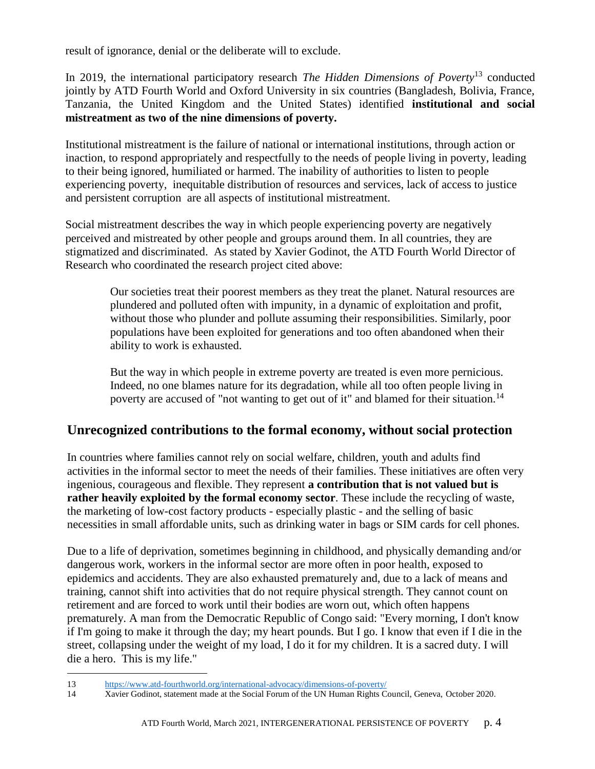result of ignorance, denial or the deliberate will to exclude.

In 2019, the international participatory research *The Hidden Dimensions of Poverty*[13] conducted jointly by ATD Fourth World and Oxford University in six countries (Bangladesh, Bolivia, France, Tanzania, the United Kingdom and the United States) identified **institutional and social mistreatment as two of the nine dimensions of poverty.**

Institutional mistreatment is the failure of national or international institutions, through action or inaction, to respond appropriately and respectfully to the needs of people living in poverty, leading to their being ignored, humiliated or harmed. The inability of authorities to listen to people experiencing poverty, inequitable distribution of resources and services, lack of access to justice and persistent corruption are all aspects of institutional mistreatment.

Social mistreatment describes the way in which people experiencing poverty are negatively perceived and mistreated by other people and groups around them. In all countries, they are stigmatized and discriminated. As stated by Xavier Godinot, the ATD Fourth World Director of Research who coordinated the research project cited above:

> Our societies treat their poorest members as they treat the planet. Natural resources are plundered and polluted often with impunity, in a dynamic of exploitation and profit, without those who plunder and pollute assuming their responsibilities. Similarly, poor populations have been exploited for generations and too often abandoned when their ability to work is exhausted.
>
> But the way in which people in extreme poverty are treated is even more pernicious. Indeed, no one blames nature for its degradation, while all too often people living in poverty are accused of "not wanting to get out of it" and blamed for their situation.[14]

## Unrecognized contributions to the formal economy, without social protection

In countries where families cannot rely on social welfare, children, youth and adults find activities in the informal sector to meet the needs of their families. These initiatives are often very ingenious, courageous and flexible. They represent **a contribution that is not valued but is rather heavily exploited by the formal economy sector**. These include the recycling of waste, the marketing of low-cost factory products - especially plastic - and the selling of basic necessities in small affordable units, such as drinking water in bags or SIM cards for cell phones.

Due to a life of deprivation, sometimes beginning in childhood, and physically demanding and/or dangerous work, workers in the informal sector are more often in poor health, exposed to epidemics and accidents. They are also exhausted prematurely and, due to a lack of means and training, cannot shift into activities that do not require physical strength. They cannot count on retirement and are forced to work until their bodies are worn out, which often happens prematurely. A man from the Democratic Republic of Congo said: "Every morning, I don't know if I'm going to make it through the day; my heart pounds. But I go. I know that even if I die in the street, collapsing under the weight of my load, I do it for my children. It is a sacred duty. I will die a hero. This is my life."

---

13 https://www.atd-fourthworld.org/international-advocacy/dimensions-of-poverty/

14 Xavier Godinot, statement made at the Social Forum of the UN Human Rights Council, Geneva, October 2020.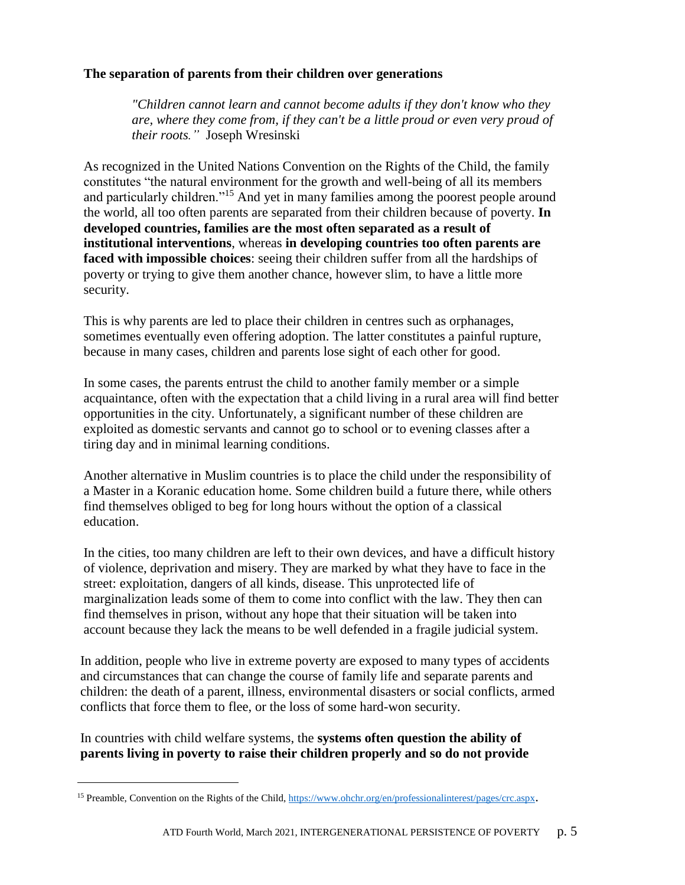**The separation of parents from their children over generations**

> *"Children cannot learn and cannot become adults if they don't know who they are, where they come from, if they can't be a little proud or even very proud of their roots."* Joseph Wresinski

As recognized in the United Nations Convention on the Rights of the Child, the family constitutes "the natural environment for the growth and well-being of all its members and particularly children."[15] And yet in many families among the poorest people around the world, all too often parents are separated from their children because of poverty. **In developed countries, families are the most often separated as a result of institutional interventions**, whereas **in developing countries too often parents are faced with impossible choices**: seeing their children suffer from all the hardships of poverty or trying to give them another chance, however slim, to have a little more security.

This is why parents are led to place their children in centres such as orphanages, sometimes eventually even offering adoption. The latter constitutes a painful rupture, because in many cases, children and parents lose sight of each other for good.

In some cases, the parents entrust the child to another family member or a simple acquaintance, often with the expectation that a child living in a rural area will find better opportunities in the city. Unfortunately, a significant number of these children are exploited as domestic servants and cannot go to school or to evening classes after a tiring day and in minimal learning conditions.

Another alternative in Muslim countries is to place the child under the responsibility of a Master in a Koranic education home. Some children build a future there, while others find themselves obliged to beg for long hours without the option of a classical education.

In the cities, too many children are left to their own devices, and have a difficult history of violence, deprivation and misery. They are marked by what they have to face in the street: exploitation, dangers of all kinds, disease. This unprotected life of marginalization leads some of them to come into conflict with the law. They then can find themselves in prison, without any hope that their situation will be taken into account because they lack the means to be well defended in a fragile judicial system.

In addition, people who live in extreme poverty are exposed to many types of accidents and circumstances that can change the course of family life and separate parents and children: the death of a parent, illness, environmental disasters or social conflicts, armed conflicts that force them to flee, or the loss of some hard-won security.

In countries with child welfare systems, the **systems often question the ability of parents living in poverty to raise their children properly and so do not provide**

[15] Preamble, Convention on the Rights of the Child, https://www.ohchr.org/en/professionalinterest/pages/crc.aspx.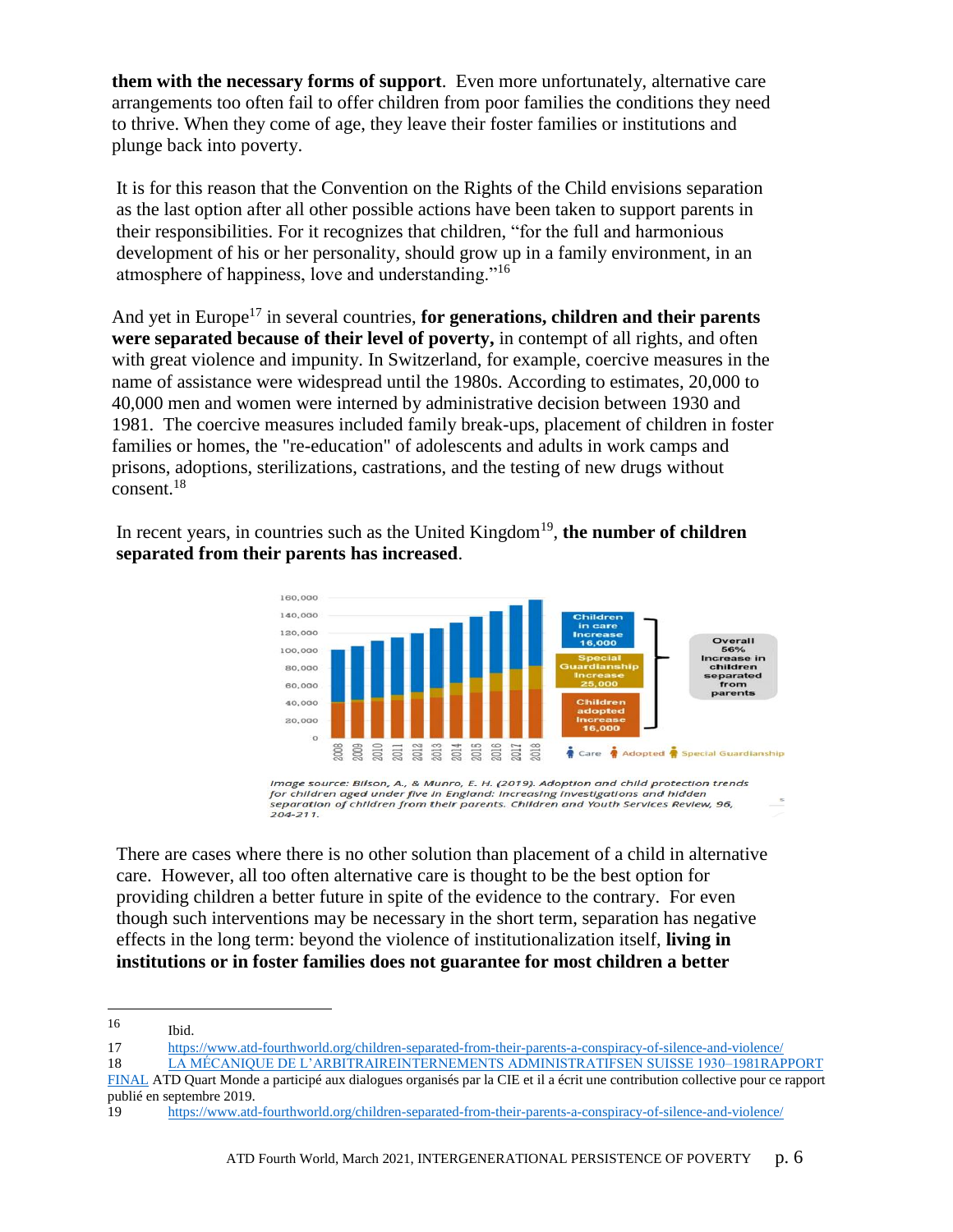**them with the necessary forms of support**. Even more unfortunately, alternative care arrangements too often fail to offer children from poor families the conditions they need to thrive. When they come of age, they leave their foster families or institutions and plunge back into poverty.

It is for this reason that the Convention on the Rights of the Child envisions separation as the last option after all other possible actions have been taken to support parents in their responsibilities. For it recognizes that children, "for the full and harmonious development of his or her personality, should grow up in a family environment, in an atmosphere of happiness, love and understanding."[16]

And yet in Europe[17] in several countries, **for generations, children and their parents were separated because of their level of poverty,** in contempt of all rights, and often with great violence and impunity. In Switzerland, for example, coercive measures in the name of assistance were widespread until the 1980s. According to estimates, 20,000 to 40,000 men and women were interned by administrative decision between 1930 and 1981. The coercive measures included family break-ups, placement of children in foster families or homes, the "re-education" of adolescents and adults in work camps and prisons, adoptions, sterilizations, castrations, and the testing of new drugs without consent.[18]

In recent years, in countries such as the United Kingdom[19], **the number of children separated from their parents has increased**.

*Image source: Bilson, A., & Munro, E. H. (2019). Adoption and child protection trends for children aged under five in England: Increasing investigations and hidden separation of children from their parents. Children and Youth Services Review, 96, 204-211.*

There are cases where there is no other solution than placement of a child in alternative care. However, all too often alternative care is thought to be the best option for providing children a better future in spite of the evidence to the contrary. For even though such interventions may be necessary in the short term, separation has negative effects in the long term: beyond the violence of institutionalization itself, **living in institutions or in foster families does not guarantee for most children a better**

---

16 Ibid.

17 https://www.atd-fourthworld.org/children-separated-from-their-parents-a-conspiracy-of-silence-and-violence/

18 LA MÉCANIQUE DE L'ARBITRAIREINTERNEMENTS ADMINISTRATIFSEN SUISSE 1930–1981RAPPORT FINAL ATD Quart Monde a participé aux dialogues organisés par la CIE et il a écrit une contribution collective pour ce rapport publié en septembre 2019.

19 https://www.atd-fourthworld.org/children-separated-from-their-parents-a-conspiracy-of-silence-and-violence/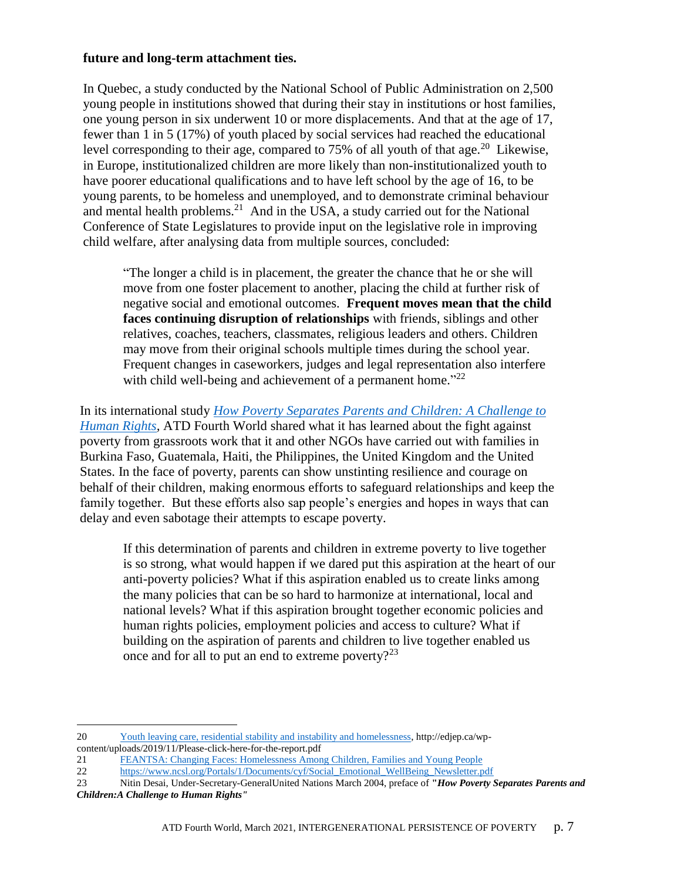**future and long-term attachment ties.**

In Quebec, a study conducted by the National School of Public Administration on 2,500 young people in institutions showed that during their stay in institutions or host families, one young person in six underwent 10 or more displacements. And that at the age of 17, fewer than 1 in 5 (17%) of youth placed by social services had reached the educational level corresponding to their age, compared to 75% of all youth of that age.[20] Likewise, in Europe, institutionalized children are more likely than non-institutionalized youth to have poorer educational qualifications and to have left school by the age of 16, to be young parents, to be homeless and unemployed, and to demonstrate criminal behaviour and mental health problems.[21] And in the USA, a study carried out for the National Conference of State Legislatures to provide input on the legislative role in improving child welfare, after analysing data from multiple sources, concluded:

> "The longer a child is in placement, the greater the chance that he or she will move from one foster placement to another, placing the child at further risk of negative social and emotional outcomes. **Frequent moves mean that the child faces continuing disruption of relationships** with friends, siblings and other relatives, coaches, teachers, classmates, religious leaders and others. Children may move from their original schools multiple times during the school year. Frequent changes in caseworkers, judges and legal representation also interfere with child well-being and achievement of a permanent home."[22]

In its international study *How Poverty Separates Parents and Children: A Challenge to Human Rights*, ATD Fourth World shared what it has learned about the fight against poverty from grassroots work that it and other NGOs have carried out with families in Burkina Faso, Guatemala, Haiti, the Philippines, the United Kingdom and the United States. In the face of poverty, parents can show unstinting resilience and courage on behalf of their children, making enormous efforts to safeguard relationships and keep the family together. But these efforts also sap people's energies and hopes in ways that can delay and even sabotage their attempts to escape poverty.

> If this determination of parents and children in extreme poverty to live together is so strong, what would happen if we dared put this aspiration at the heart of our anti-poverty policies? What if this aspiration enabled us to create links among the many policies that can be so hard to harmonize at international, local and national levels? What if this aspiration brought together economic policies and human rights policies, employment policies and access to culture? What if building on the aspiration of parents and children to live together enabled us once and for all to put an end to extreme poverty?[23]

---

20 Youth leaving care, residential stability and instability and homelessness, http://edjep.ca/wp-content/uploads/2019/11/Please-click-here-for-the-report.pdf

21 FEANTSA: Changing Faces: Homelessness Among Children, Families and Young People

22 https://www.ncsl.org/Portals/1/Documents/cyf/Social_Emotional_WellBeing_Newsletter.pdf

23 Nitin Desai, Under-Secretary-GeneralUnited Nations March 2004, preface of ***"How Poverty Separates Parents and Children:A Challenge to Human Rights"***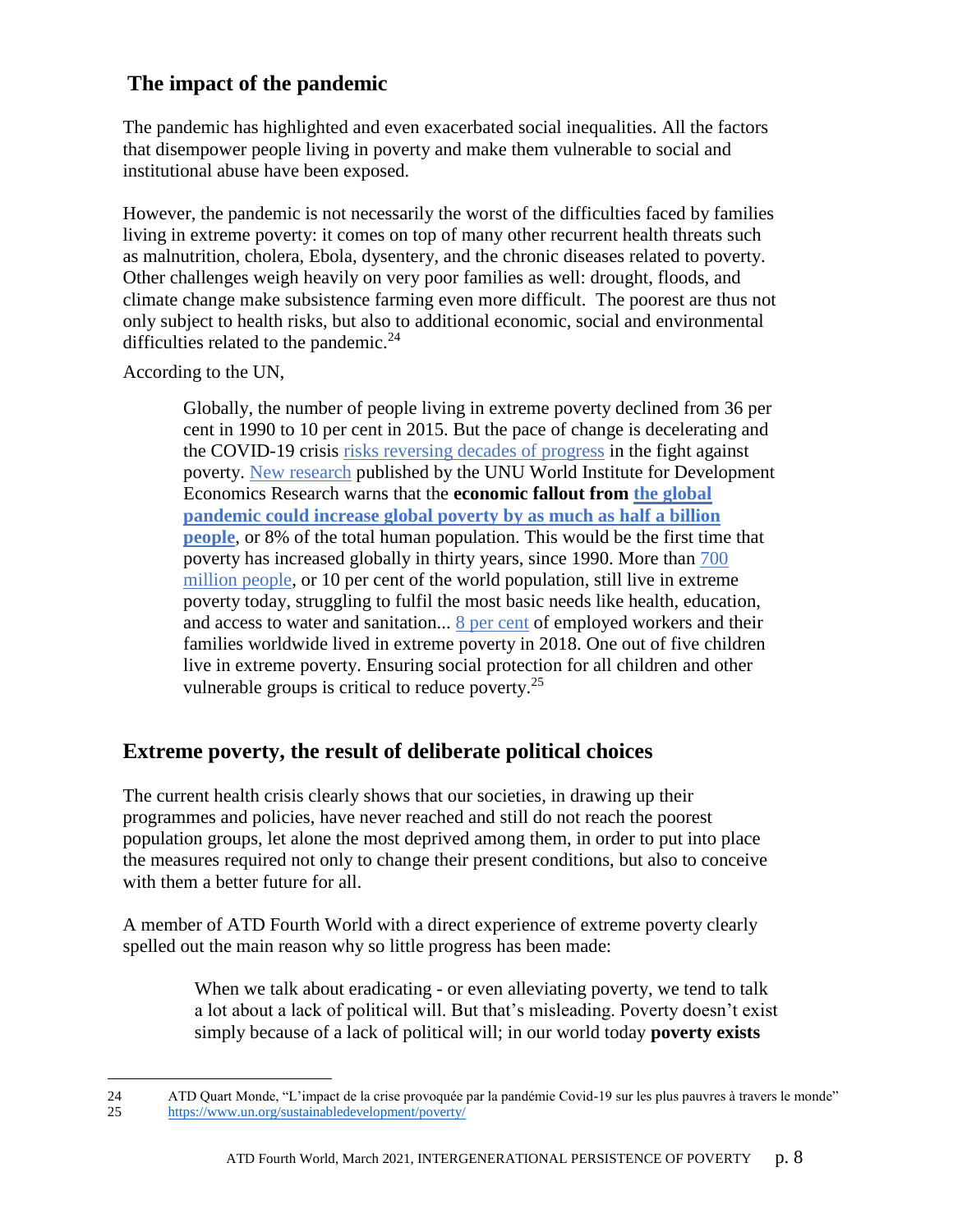## The impact of the pandemic

The pandemic has highlighted and even exacerbated social inequalities. All the factors that disempower people living in poverty and make them vulnerable to social and institutional abuse have been exposed.

However, the pandemic is not necessarily the worst of the difficulties faced by families living in extreme poverty: it comes on top of many other recurrent health threats such as malnutrition, cholera, Ebola, dysentery, and the chronic diseases related to poverty. Other challenges weigh heavily on very poor families as well: drought, floods, and climate change make subsistence farming even more difficult. The poorest are thus not only subject to health risks, but also to additional economic, social and environmental difficulties related to the pandemic.[24]

According to the UN,

> Globally, the number of people living in extreme poverty declined from 36 per cent in 1990 to 10 per cent in 2015. But the pace of change is decelerating and the COVID-19 crisis risks reversing decades of progress in the fight against poverty. New research published by the UNU World Institute for Development Economics Research warns that the **economic fallout from the global pandemic could increase global poverty by as much as half a billion people**, or 8% of the total human population. This would be the first time that poverty has increased globally in thirty years, since 1990. More than 700 million people, or 10 per cent of the world population, still live in extreme poverty today, struggling to fulfil the most basic needs like health, education, and access to water and sanitation... 8 per cent of employed workers and their families worldwide lived in extreme poverty in 2018. One out of five children live in extreme poverty. Ensuring social protection for all children and other vulnerable groups is critical to reduce poverty.[25]

## Extreme poverty, the result of deliberate political choices

The current health crisis clearly shows that our societies, in drawing up their programmes and policies, have never reached and still do not reach the poorest population groups, let alone the most deprived among them, in order to put into place the measures required not only to change their present conditions, but also to conceive with them a better future for all.

A member of ATD Fourth World with a direct experience of extreme poverty clearly spelled out the main reason why so little progress has been made:

> When we talk about eradicating - or even alleviating poverty, we tend to talk a lot about a lack of political will. But that's misleading. Poverty doesn't exist simply because of a lack of political will; in our world today **poverty exists**

---

24 ATD Quart Monde, "L'impact de la crise provoquée par la pandémie Covid-19 sur les plus pauvres à travers le monde"

25 https://www.un.org/sustainabledevelopment/poverty/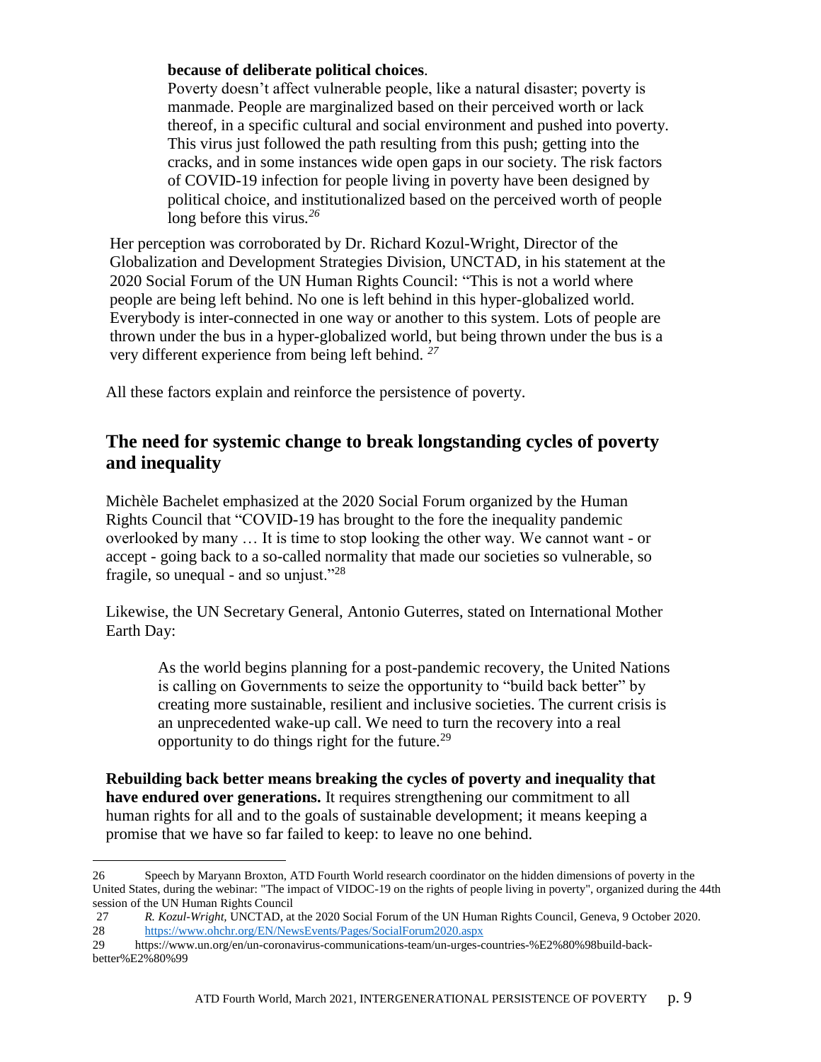> **because of deliberate political choices**.
> Poverty doesn't affect vulnerable people, like a natural disaster; poverty is manmade. People are marginalized based on their perceived worth or lack thereof, in a specific cultural and social environment and pushed into poverty. This virus just followed the path resulting from this push; getting into the cracks, and in some instances wide open gaps in our society. The risk factors of COVID-19 infection for people living in poverty have been designed by political choice, and institutionalized based on the perceived worth of people long before this virus.[26]

Her perception was corroborated by Dr. Richard Kozul-Wright, Director of the Globalization and Development Strategies Division, UNCTAD, in his statement at the 2020 Social Forum of the UN Human Rights Council: "This is not a world where people are being left behind. No one is left behind in this hyper-globalized world. Everybody is inter-connected in one way or another to this system. Lots of people are thrown under the bus in a hyper-globalized world, but being thrown under the bus is a very different experience from being left behind. [27]

All these factors explain and reinforce the persistence of poverty.

## The need for systemic change to break longstanding cycles of poverty and inequality

Michèle Bachelet emphasized at the 2020 Social Forum organized by the Human Rights Council that "COVID-19 has brought to the fore the inequality pandemic overlooked by many … It is time to stop looking the other way. We cannot want - or accept - going back to a so-called normality that made our societies so vulnerable, so fragile, so unequal - and so unjust."[28]

Likewise, the UN Secretary General, Antonio Guterres, stated on International Mother Earth Day:

> As the world begins planning for a post-pandemic recovery, the United Nations is calling on Governments to seize the opportunity to "build back better" by creating more sustainable, resilient and inclusive societies. The current crisis is an unprecedented wake-up call. We need to turn the recovery into a real opportunity to do things right for the future.[29]

**Rebuilding back better means breaking the cycles of poverty and inequality that have endured over generations.** It requires strengthening our commitment to all human rights for all and to the goals of sustainable development; it means keeping a promise that we have so far failed to keep: to leave no one behind.

---

26 Speech by Maryann Broxton, ATD Fourth World research coordinator on the hidden dimensions of poverty in the United States, during the webinar: "The impact of VIDOC-19 on the rights of people living in poverty", organized during the 44th session of the UN Human Rights Council

27 *R. Kozul-Wright,* UNCTAD, at the 2020 Social Forum of the UN Human Rights Council, Geneva, 9 October 2020.

28 https://www.ohchr.org/EN/NewsEvents/Pages/SocialForum2020.aspx

29 https://www.un.org/en/un-coronavirus-communications-team/un-urges-countries-%E2%80%98build-back-better%E2%80%99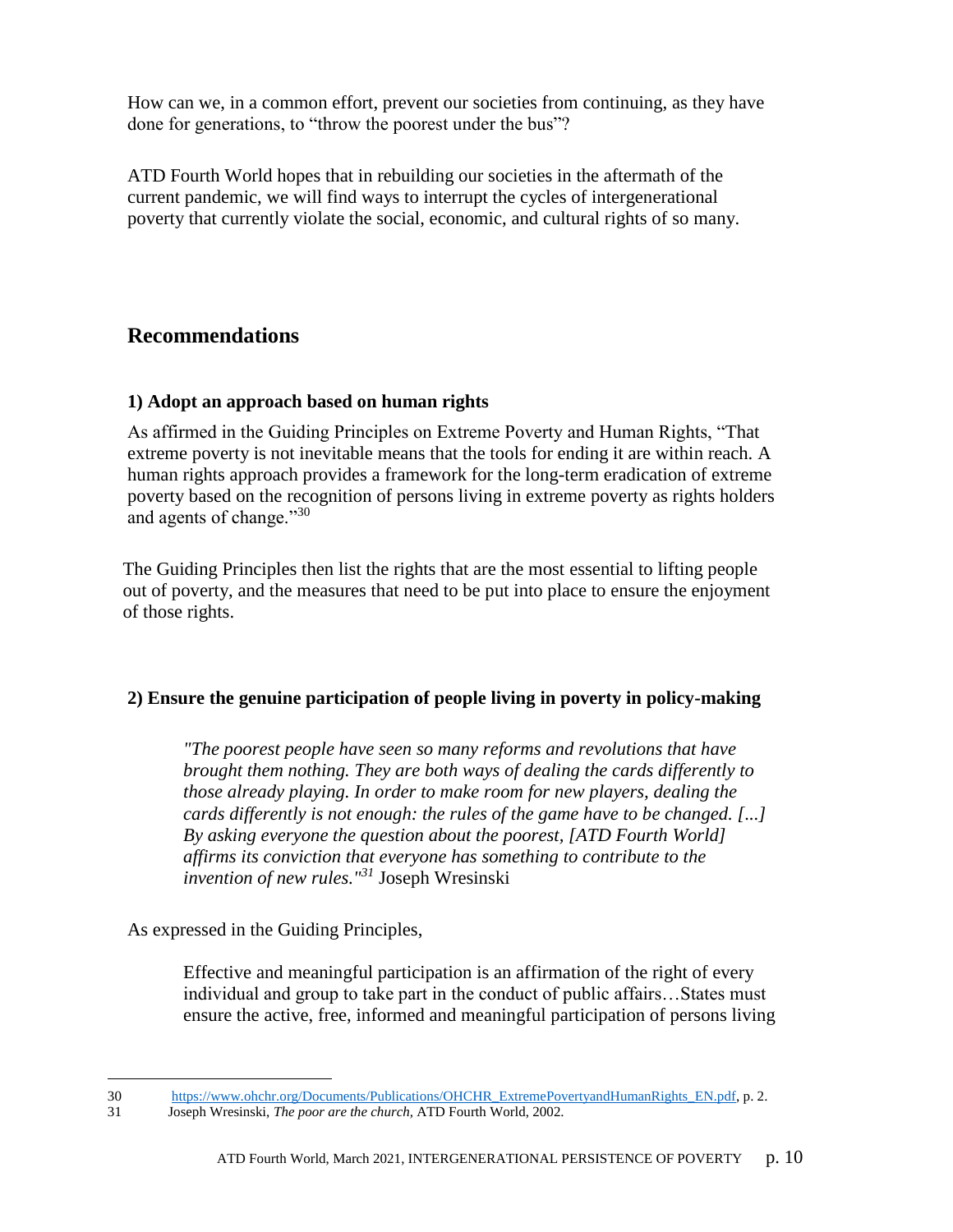How can we, in a common effort, prevent our societies from continuing, as they have done for generations, to "throw the poorest under the bus"?

ATD Fourth World hopes that in rebuilding our societies in the aftermath of the current pandemic, we will find ways to interrupt the cycles of intergenerational poverty that currently violate the social, economic, and cultural rights of so many.

## Recommendations

### 1) Adopt an approach based on human rights

As affirmed in the Guiding Principles on Extreme Poverty and Human Rights, "That extreme poverty is not inevitable means that the tools for ending it are within reach. A human rights approach provides a framework for the long-term eradication of extreme poverty based on the recognition of persons living in extreme poverty as rights holders and agents of change."[30]

The Guiding Principles then list the rights that are the most essential to lifting people out of poverty, and the measures that need to be put into place to ensure the enjoyment of those rights.

### 2) Ensure the genuine participation of people living in poverty in policy-making

> *"The poorest people have seen so many reforms and revolutions that have brought them nothing. They are both ways of dealing the cards differently to those already playing. In order to make room for new players, dealing the cards differently is not enough: the rules of the game have to be changed. [...] By asking everyone the question about the poorest, [ATD Fourth World] affirms its conviction that everyone has something to contribute to the invention of new rules."*[31] Joseph Wresinski

As expressed in the Guiding Principles,

> Effective and meaningful participation is an affirmation of the right of every individual and group to take part in the conduct of public affairs…States must ensure the active, free, informed and meaningful participation of persons living

---

30 https://www.ohchr.org/Documents/Publications/OHCHR_ExtremePovertyandHumanRights_EN.pdf, p. 2.

31 Joseph Wresinski, *The poor are the church*, ATD Fourth World, 2002.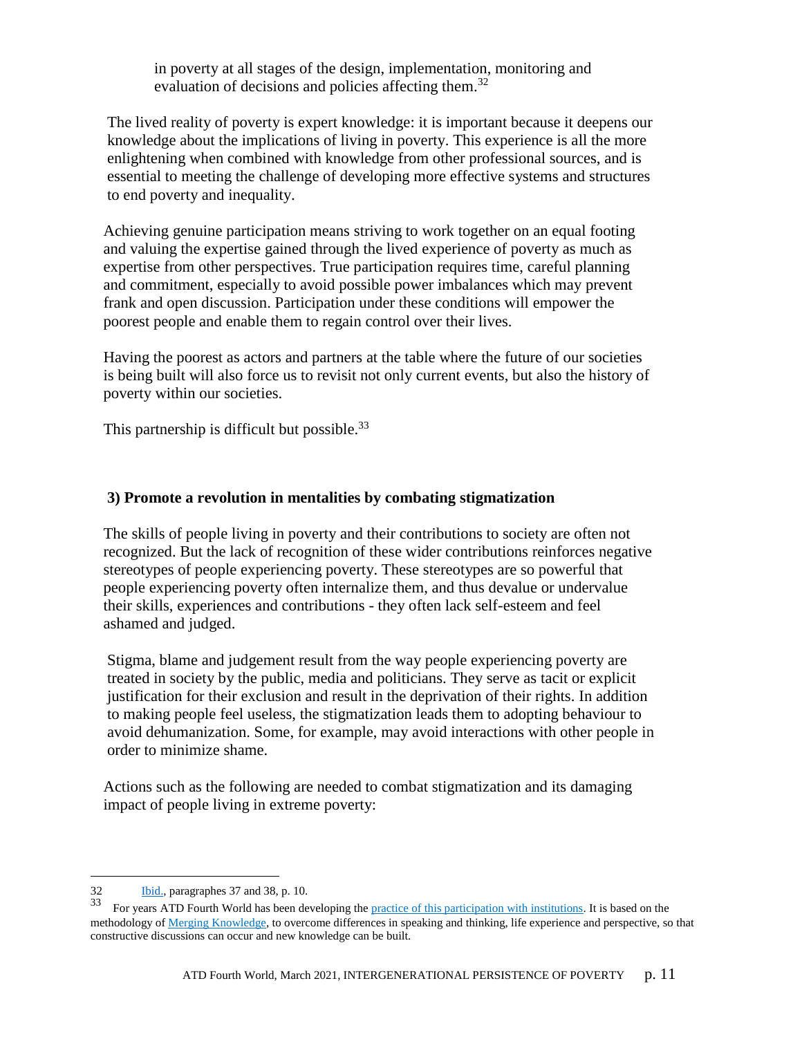in poverty at all stages of the design, implementation, monitoring and evaluation of decisions and policies affecting them.[32]

The lived reality of poverty is expert knowledge: it is important because it deepens our knowledge about the implications of living in poverty. This experience is all the more enlightening when combined with knowledge from other professional sources, and is essential to meeting the challenge of developing more effective systems and structures to end poverty and inequality.

Achieving genuine participation means striving to work together on an equal footing and valuing the expertise gained through the lived experience of poverty as much as expertise from other perspectives. True participation requires time, careful planning and commitment, especially to avoid possible power imbalances which may prevent frank and open discussion. Participation under these conditions will empower the poorest people and enable them to regain control over their lives.

Having the poorest as actors and partners at the table where the future of our societies is being built will also force us to revisit not only current events, but also the history of poverty within our societies.

This partnership is difficult but possible.[33]

### 3) Promote a revolution in mentalities by combating stigmatization

The skills of people living in poverty and their contributions to society are often not recognized. But the lack of recognition of these wider contributions reinforces negative stereotypes of people experiencing poverty. These stereotypes are so powerful that people experiencing poverty often internalize them, and thus devalue or undervalue their skills, experiences and contributions - they often lack self-esteem and feel ashamed and judged.

Stigma, blame and judgement result from the way people experiencing poverty are treated in society by the public, media and politicians. They serve as tacit or explicit justification for their exclusion and result in the deprivation of their rights. In addition to making people feel useless, the stigmatization leads them to adopting behaviour to avoid dehumanization. Some, for example, may avoid interactions with other people in order to minimize shame.

Actions such as the following are needed to combat stigmatization and its damaging impact of people living in extreme poverty:

---

[32] Ibid., paragraphs 37 and 38, p. 10.

[33] For years ATD Fourth World has been developing the practice of this participation with institutions. It is based on the methodology of Merging Knowledge, to overcome differences in speaking and thinking, life experience and perspective, so that constructive discussions can occur and new knowledge can be built.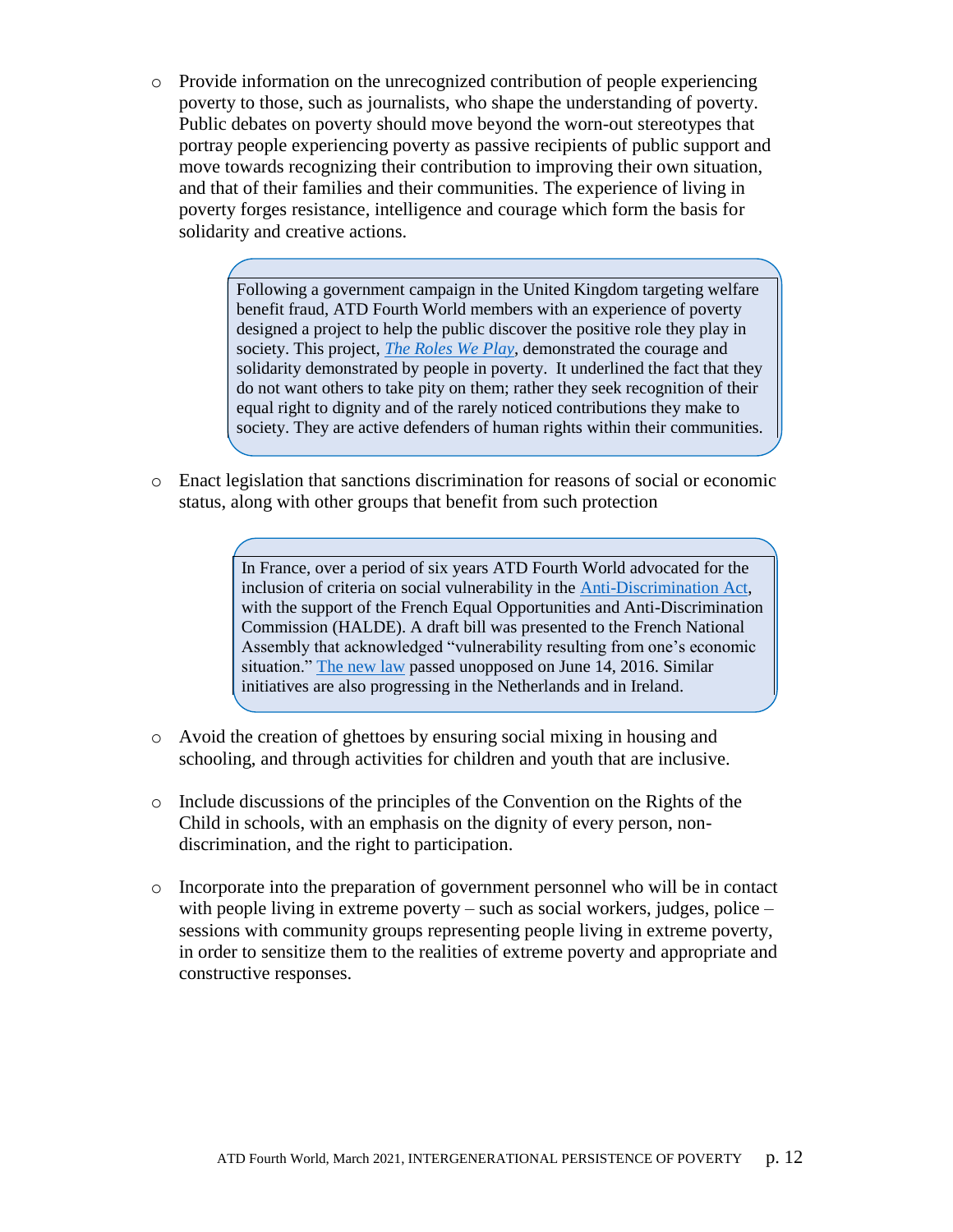- Provide information on the unrecognized contribution of people experiencing poverty to those, such as journalists, who shape the understanding of poverty. Public debates on poverty should move beyond the worn-out stereotypes that portray people experiencing poverty as passive recipients of public support and move towards recognizing their contribution to improving their own situation, and that of their families and their communities. The experience of living in poverty forges resistance, intelligence and courage which form the basis for solidarity and creative actions.

> Following a government campaign in the United Kingdom targeting welfare benefit fraud, ATD Fourth World members with an experience of poverty designed a project to help the public discover the positive role they play in society. This project, *The Roles We Play*, demonstrated the courage and solidarity demonstrated by people in poverty. It underlined the fact that they do not want others to take pity on them; rather they seek recognition of their equal right to dignity and of the rarely noticed contributions they make to society. They are active defenders of human rights within their communities.

- Enact legislation that sanctions discrimination for reasons of social or economic status, along with other groups that benefit from such protection

> In France, over a period of six years ATD Fourth World advocated for the inclusion of criteria on social vulnerability in the Anti-Discrimination Act, with the support of the French Equal Opportunities and Anti-Discrimination Commission (HALDE). A draft bill was presented to the French National Assembly that acknowledged "vulnerability resulting from one's economic situation." The new law passed unopposed on June 14, 2016. Similar initiatives are also progressing in the Netherlands and in Ireland.

- Avoid the creation of ghettoes by ensuring social mixing in housing and schooling, and through activities for children and youth that are inclusive.

- Include discussions of the principles of the Convention on the Rights of the Child in schools, with an emphasis on the dignity of every person, non-discrimination, and the right to participation.

- Incorporate into the preparation of government personnel who will be in contact with people living in extreme poverty – such as social workers, judges, police – sessions with community groups representing people living in extreme poverty, in order to sensitize them to the realities of extreme poverty and appropriate and constructive responses.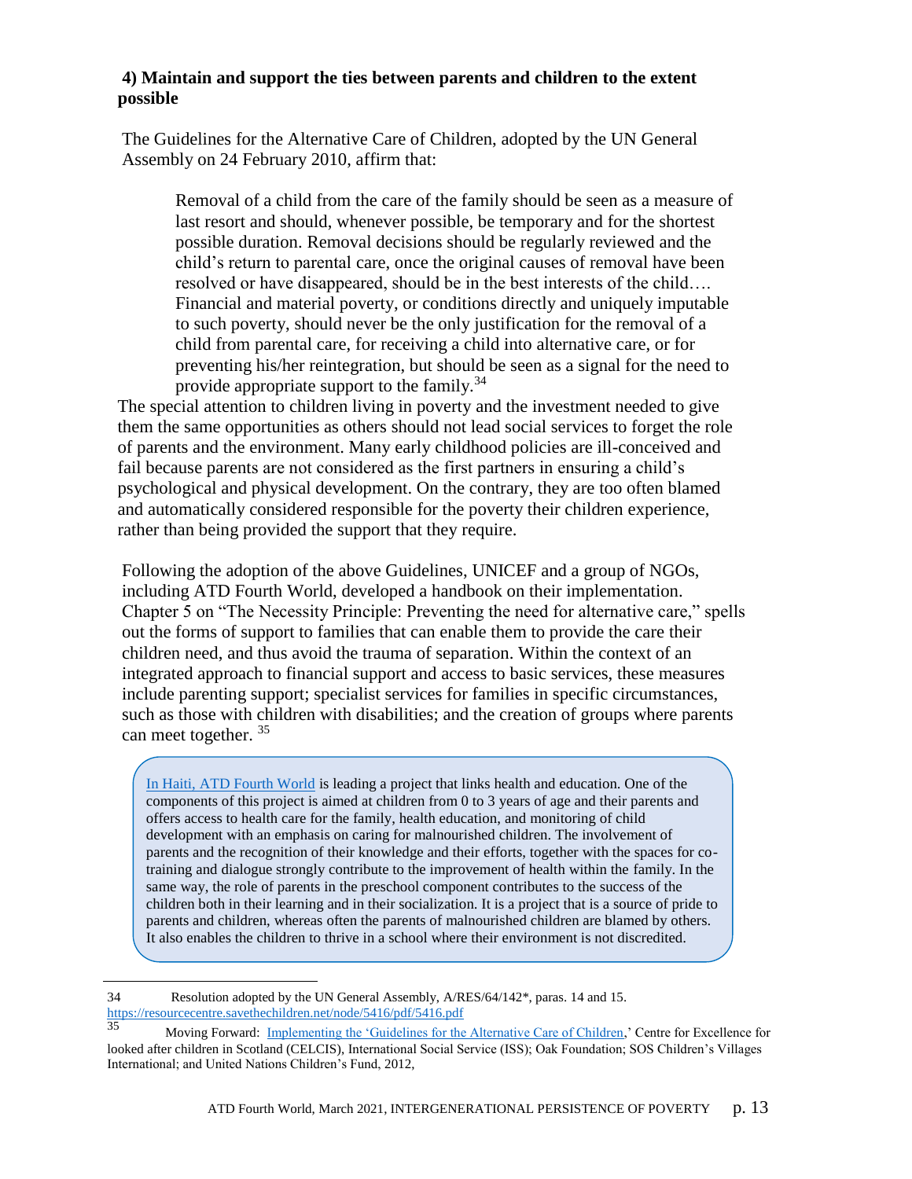### 4) Maintain and support the ties between parents and children to the extent possible

The Guidelines for the Alternative Care of Children, adopted by the UN General Assembly on 24 February 2010, affirm that:

> Removal of a child from the care of the family should be seen as a measure of last resort and should, whenever possible, be temporary and for the shortest possible duration. Removal decisions should be regularly reviewed and the child's return to parental care, once the original causes of removal have been resolved or have disappeared, should be in the best interests of the child…. Financial and material poverty, or conditions directly and uniquely imputable to such poverty, should never be the only justification for the removal of a child from parental care, for receiving a child into alternative care, or for preventing his/her reintegration, but should be seen as a signal for the need to provide appropriate support to the family.[34]

The special attention to children living in poverty and the investment needed to give them the same opportunities as others should not lead social services to forget the role of parents and the environment. Many early childhood policies are ill-conceived and fail because parents are not considered as the first partners in ensuring a child's psychological and physical development. On the contrary, they are too often blamed and automatically considered responsible for the poverty their children experience, rather than being provided the support that they require.

Following the adoption of the above Guidelines, UNICEF and a group of NGOs, including ATD Fourth World, developed a handbook on their implementation. Chapter 5 on "The Necessity Principle: Preventing the need for alternative care," spells out the forms of support to families that can enable them to provide the care their children need, and thus avoid the trauma of separation. Within the context of an integrated approach to financial support and access to basic services, these measures include parenting support; specialist services for families in specific circumstances, such as those with children with disabilities; and the creation of groups where parents can meet together. [35]

> In Haiti, ATD Fourth World is leading a project that links health and education. One of the components of this project is aimed at children from 0 to 3 years of age and their parents and offers access to health care for the family, health education, and monitoring of child development with an emphasis on caring for malnourished children. The involvement of parents and the recognition of their knowledge and their efforts, together with the spaces for co-training and dialogue strongly contribute to the improvement of health within the family. In the same way, the role of parents in the preschool component contributes to the success of the children both in their learning and in their socialization. It is a project that is a source of pride to parents and children, whereas often the parents of malnourished children are blamed by others. It also enables the children to thrive in a school where their environment is not discredited.

---

34 Resolution adopted by the UN General Assembly, A/RES/64/142*, paras. 14 and 15. https://resourcecentre.savethechildren.net/node/5416/pdf/5416.pdf

35 Moving Forward: Implementing the 'Guidelines for the Alternative Care of Children,' Centre for Excellence for looked after children in Scotland (CELCIS), International Social Service (ISS); Oak Foundation; SOS Children's Villages International; and United Nations Children's Fund, 2012,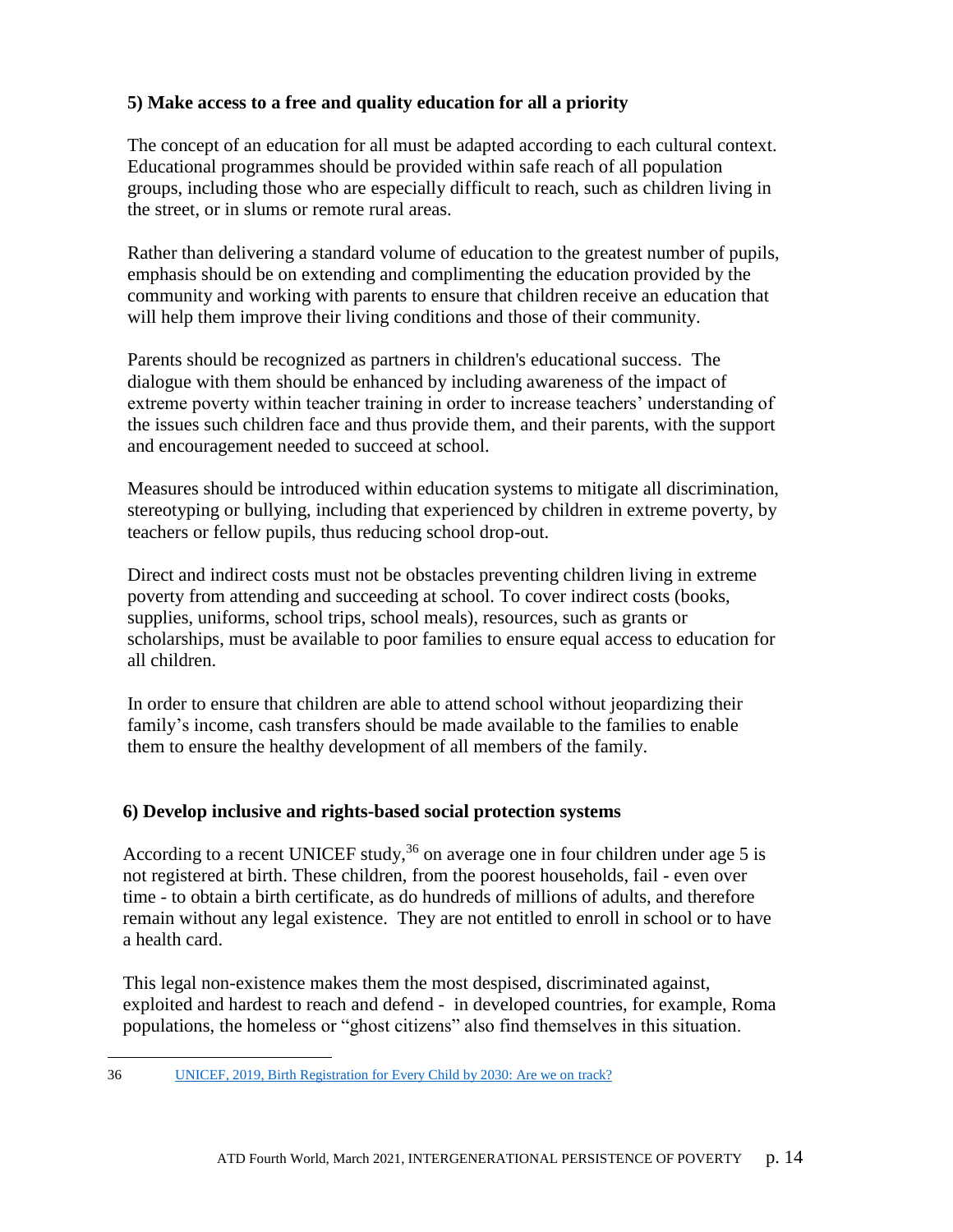### 5) Make access to a free and quality education for all a priority

The concept of an education for all must be adapted according to each cultural context. Educational programmes should be provided within safe reach of all population groups, including those who are especially difficult to reach, such as children living in the street, or in slums or remote rural areas.

Rather than delivering a standard volume of education to the greatest number of pupils, emphasis should be on extending and complimenting the education provided by the community and working with parents to ensure that children receive an education that will help them improve their living conditions and those of their community.

Parents should be recognized as partners in children's educational success. The dialogue with them should be enhanced by including awareness of the impact of extreme poverty within teacher training in order to increase teachers' understanding of the issues such children face and thus provide them, and their parents, with the support and encouragement needed to succeed at school.

Measures should be introduced within education systems to mitigate all discrimination, stereotyping or bullying, including that experienced by children in extreme poverty, by teachers or fellow pupils, thus reducing school drop-out.

Direct and indirect costs must not be obstacles preventing children living in extreme poverty from attending and succeeding at school. To cover indirect costs (books, supplies, uniforms, school trips, school meals), resources, such as grants or scholarships, must be available to poor families to ensure equal access to education for all children.

In order to ensure that children are able to attend school without jeopardizing their family's income, cash transfers should be made available to the families to enable them to ensure the healthy development of all members of the family.

### 6) Develop inclusive and rights-based social protection systems

According to a recent UNICEF study,[36] on average one in four children under age 5 is not registered at birth. These children, from the poorest households, fail - even over time - to obtain a birth certificate, as do hundreds of millions of adults, and therefore remain without any legal existence. They are not entitled to enroll in school or to have a health card.

This legal non-existence makes them the most despised, discriminated against, exploited and hardest to reach and defend - in developed countries, for example, Roma populations, the homeless or "ghost citizens" also find themselves in this situation.

---

36 UNICEF, 2019, Birth Registration for Every Child by 2030: Are we on track?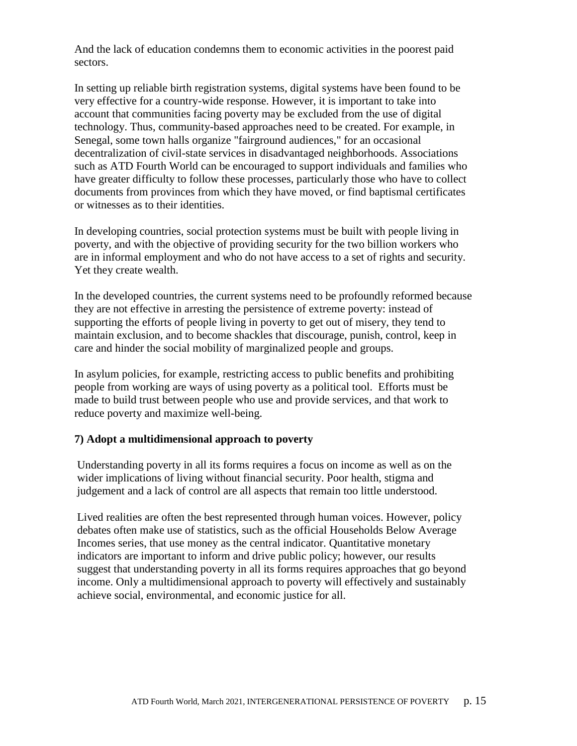And the lack of education condemns them to economic activities in the poorest paid sectors.

In setting up reliable birth registration systems, digital systems have been found to be very effective for a country-wide response. However, it is important to take into account that communities facing poverty may be excluded from the use of digital technology. Thus, community-based approaches need to be created. For example, in Senegal, some town halls organize "fairground audiences," for an occasional decentralization of civil-state services in disadvantaged neighborhoods. Associations such as ATD Fourth World can be encouraged to support individuals and families who have greater difficulty to follow these processes, particularly those who have to collect documents from provinces from which they have moved, or find baptismal certificates or witnesses as to their identities.

In developing countries, social protection systems must be built with people living in poverty, and with the objective of providing security for the two billion workers who are in informal employment and who do not have access to a set of rights and security. Yet they create wealth.

In the developed countries, the current systems need to be profoundly reformed because they are not effective in arresting the persistence of extreme poverty: instead of supporting the efforts of people living in poverty to get out of misery, they tend to maintain exclusion, and to become shackles that discourage, punish, control, keep in care and hinder the social mobility of marginalized people and groups.

In asylum policies, for example, restricting access to public benefits and prohibiting people from working are ways of using poverty as a political tool. Efforts must be made to build trust between people who use and provide services, and that work to reduce poverty and maximize well-being.

**7) Adopt a multidimensional approach to poverty**

Understanding poverty in all its forms requires a focus on income as well as on the wider implications of living without financial security. Poor health, stigma and judgement and a lack of control are all aspects that remain too little understood.

Lived realities are often the best represented through human voices. However, policy debates often make use of statistics, such as the official Households Below Average Incomes series, that use money as the central indicator. Quantitative monetary indicators are important to inform and drive public policy; however, our results suggest that understanding poverty in all its forms requires approaches that go beyond income. Only a multidimensional approach to poverty will effectively and sustainably achieve social, environmental, and economic justice for all.